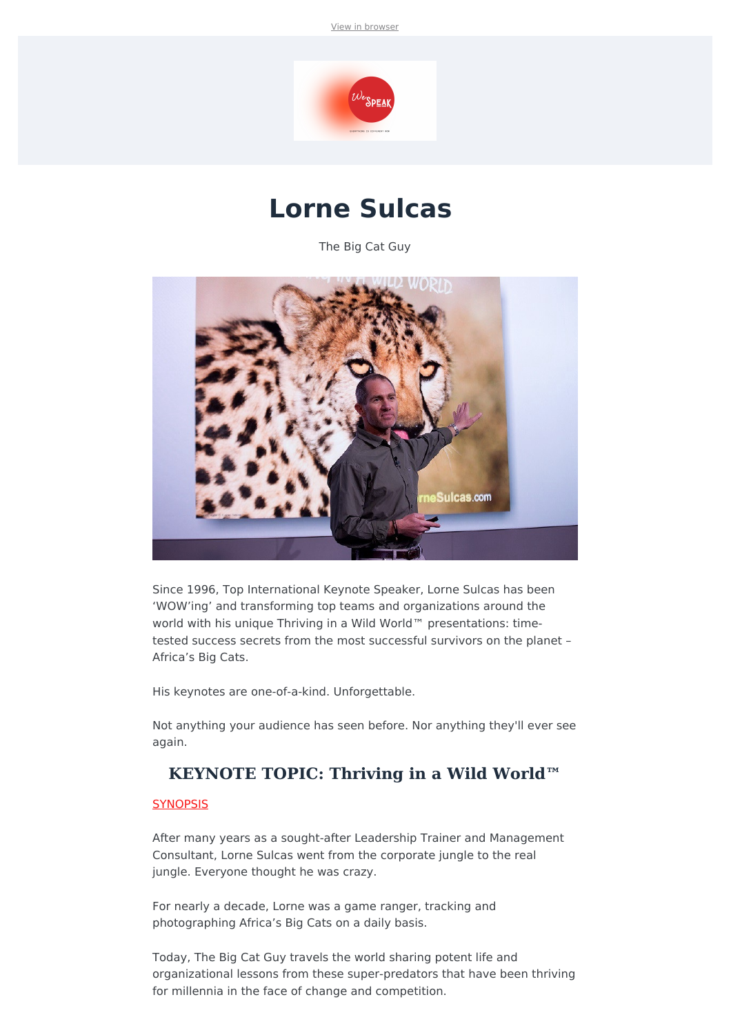View in browser

# Lorne Sulcas

The Big Cat Guy

Since 1996, Top International Keynote Speaker, Lorne Sulcas has been 'WOW'ing' and transforming top teams and organizations around the world with his unique Thriving in a Wild World™ presentations: time-tested success secrets from the most successful survivors on the planet – Africa's Big Cats.

His keynotes are one-of-a-kind. Unforgettable.

Not anything your audience has seen before. Nor anything they'll ever see again.

## KEYNOTE TOPIC: Thriving in a Wild World™

SYNOPSIS

After many years as a sought-after Leadership Trainer and Management Consultant, Lorne Sulcas went from the corporate jungle to the real jungle. Everyone thought he was crazy.

For nearly a decade, Lorne was a game ranger, tracking and photographing Africa's Big Cats on a daily basis.

Today, The Big Cat Guy travels the world sharing potent life and organizational lessons from these super-predators that have been thriving for millennia in the face of change and competition.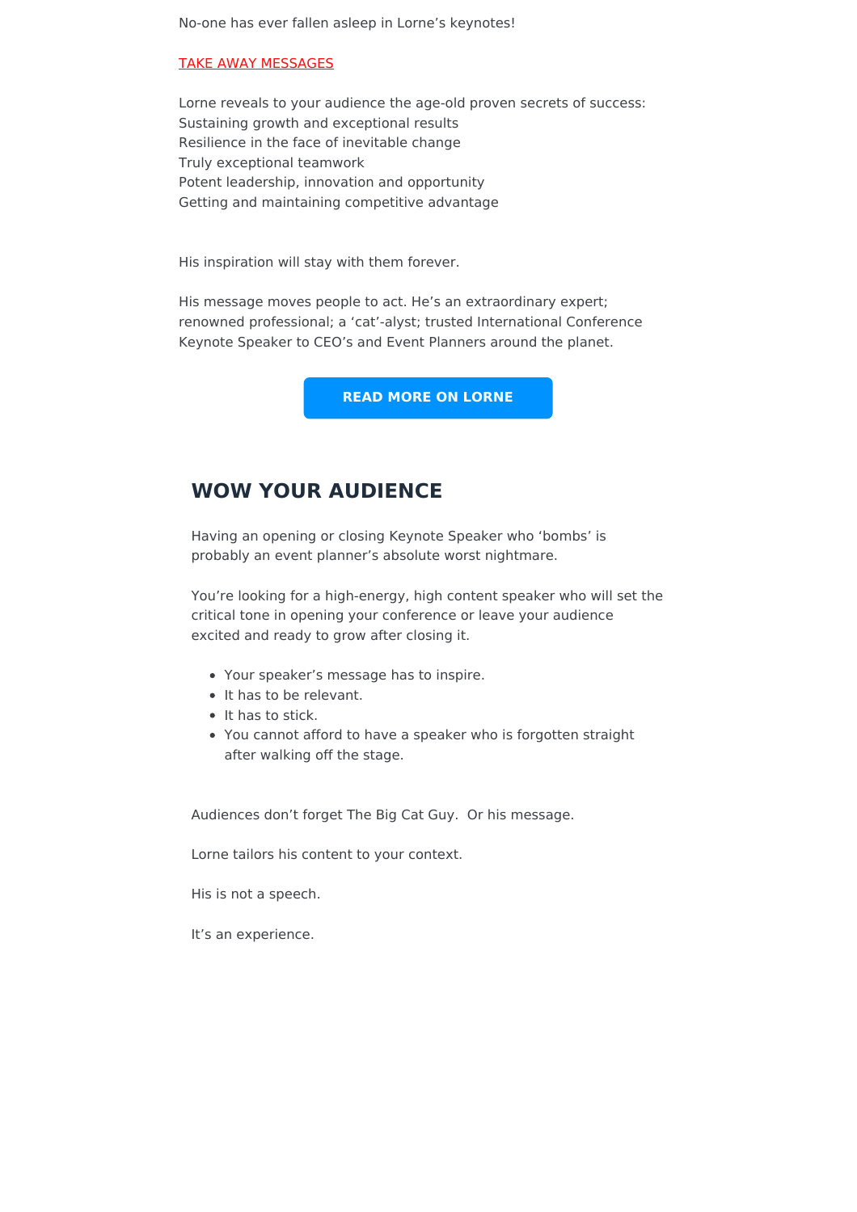No-one has ever fallen asleep in Lorne's keynotes!

TAKE AWAY MESSAGES

Lorne reveals to your audience the age-old proven secrets of success:
Sustaining growth and exceptional results
Resilience in the face of inevitable change
Truly exceptional teamwork
Potent leadership, innovation and opportunity
Getting and maintaining competitive advantage

His inspiration will stay with them forever.

His message moves people to act. He's an extraordinary expert; renowned professional; a 'cat'-alyst; trusted International Conference Keynote Speaker to CEO's and Event Planners around the planet.

**READ MORE ON LORNE**

## WOW YOUR AUDIENCE

Having an opening or closing Keynote Speaker who 'bombs' is probably an event planner's absolute worst nightmare.

You're looking for a high-energy, high content speaker who will set the critical tone in opening your conference or leave your audience excited and ready to grow after closing it.

- Your speaker's message has to inspire.
- It has to be relevant.
- It has to stick.
- You cannot afford to have a speaker who is forgotten straight after walking off the stage.

Audiences don't forget The Big Cat Guy.  Or his message.

Lorne tailors his content to your context.

His is not a speech.

It's an experience.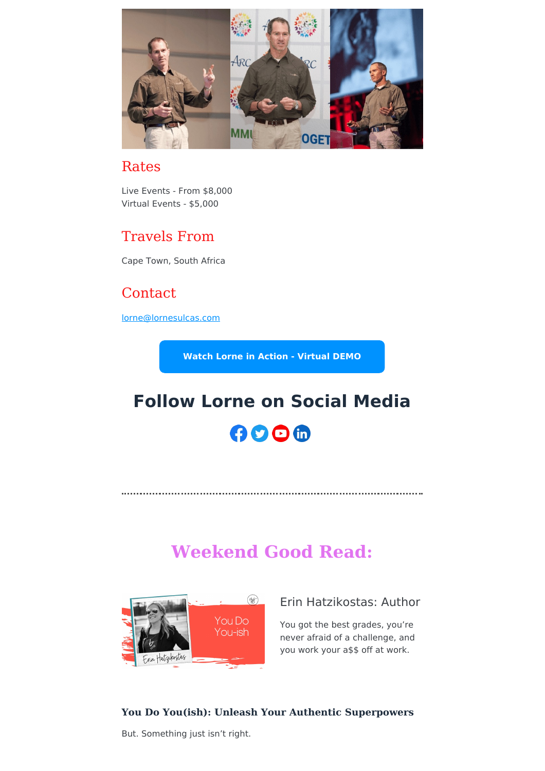## Rates

Live Events - From $8,000
Virtual Events - $5,000

## Travels From

Cape Town, South Africa

## Contact

lorne@lornesulcas.com

**Watch Lorne in Action - Virtual DEMO**

## Follow Lorne on Social Media

---

## Weekend Good Read:

### Erin Hatzikostas: Author

You got the best grades, you're never afraid of a challenge, and you work your a$$ off at work.

**You Do You(ish): Unleash Your Authentic Superpowers**

But. Something just isn't right.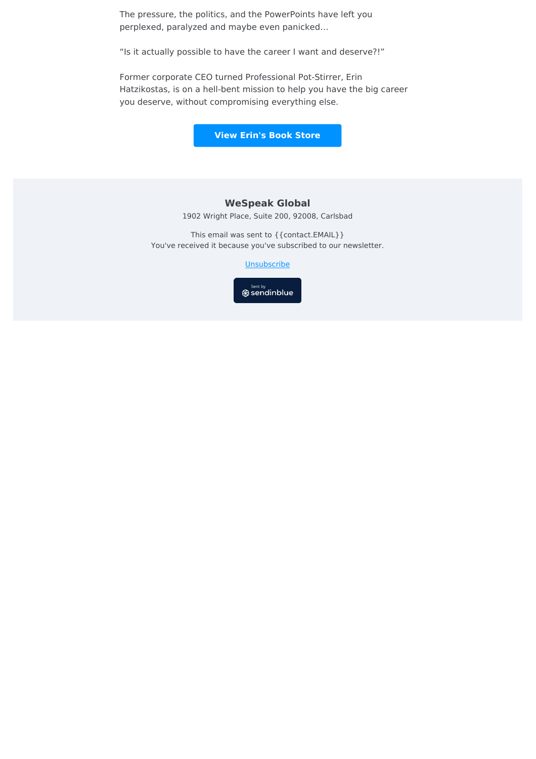The pressure, the politics, and the PowerPoints have left you perplexed, paralyzed and maybe even panicked…

“Is it actually possible to have the career I want and deserve?!”

Former corporate CEO turned Professional Pot-Stirrer, Erin Hatzikostas, is on a hell-bent mission to help you have the big career you deserve, without compromising everything else.

**View Erin's Book Store**

**WeSpeak Global**

1902 Wright Place, Suite 200, 92008, Carlsbad

This email was sent to {{contact.EMAIL}}
You've received it because you've subscribed to our newsletter.

Unsubscribe

Sent by sendinblue